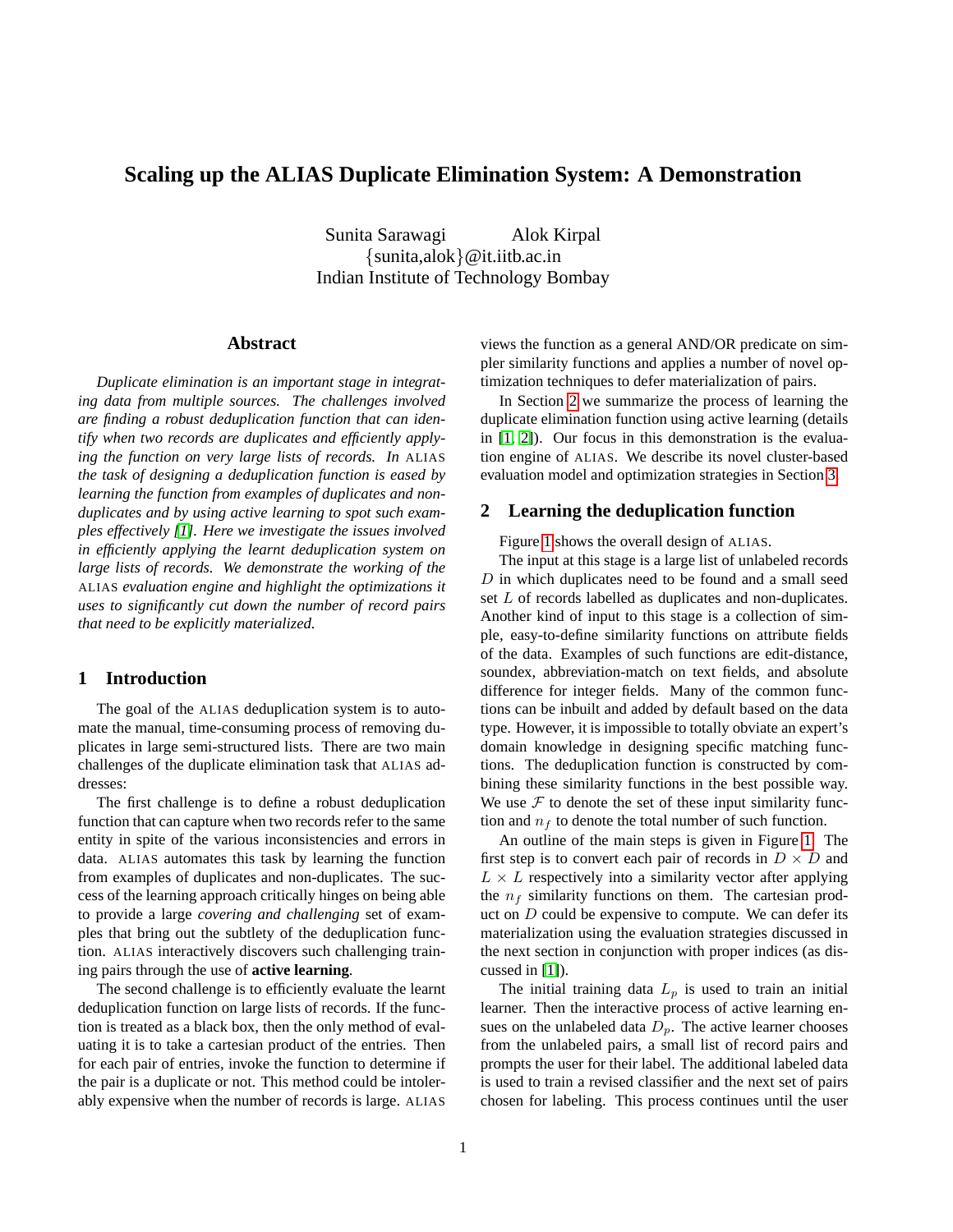# Scaling up the ALIAS Duplicate Elimination System: A Demonstration

Sunita Sarawagi  Alok Kirpal
{sunita,alok}@it.iitb.ac.in
Indian Institute of Technology Bombay

## Abstract

*Duplicate elimination is an important stage in integrating data from multiple sources. The challenges involved are finding a robust deduplication function that can identify when two records are duplicates and efficiently applying the function on very large lists of records. In* ALIAS *the task of designing a deduplication function is eased by learning the function from examples of duplicates and non-duplicates and by using active learning to spot such examples effectively [1]. Here we investigate the issues involved in efficiently applying the learnt deduplication system on large lists of records. We demonstrate the working of the* ALIAS *evaluation engine and highlight the optimizations it uses to significantly cut down the number of record pairs that need to be explicitly materialized.*

## 1 Introduction

The goal of the ALIAS deduplication system is to automate the manual, time-consuming process of removing duplicates in large semi-structured lists. There are two main challenges of the duplicate elimination task that ALIAS addresses:

The first challenge is to define a robust deduplication function that can capture when two records refer to the same entity in spite of the various inconsistencies and errors in data. ALIAS automates this task by learning the function from examples of duplicates and non-duplicates. The success of the learning approach critically hinges on being able to provide a large *covering and challenging* set of examples that bring out the subtlety of the deduplication function. ALIAS interactively discovers such challenging training pairs through the use of **active learning**.

The second challenge is to efficiently evaluate the learnt deduplication function on large lists of records. If the function is treated as a black box, then the only method of evaluating it is to take a cartesian product of the entries. Then for each pair of entries, invoke the function to determine if the pair is a duplicate or not. This method could be intolerably expensive when the number of records is large. ALIAS views the function as a general AND/OR predicate on simpler similarity functions and applies a number of novel optimization techniques to defer materialization of pairs.

In Section 2 we summarize the process of learning the duplicate elimination function using active learning (details in [1, 2]). Our focus in this demonstration is the evaluation engine of ALIAS. We describe its novel cluster-based evaluation model and optimization strategies in Section 3.

## 2 Learning the deduplication function

Figure 1 shows the overall design of ALIAS.

The input at this stage is a large list of unlabeled records $D$ in which duplicates need to be found and a small seed set $L$ of records labelled as duplicates and non-duplicates. Another kind of input to this stage is a collection of simple, easy-to-define similarity functions on attribute fields of the data. Examples of such functions are edit-distance, soundex, abbreviation-match on text fields, and absolute difference for integer fields. Many of the common functions can be inbuilt and added by default based on the data type. However, it is impossible to totally obviate an expert's domain knowledge in designing specific matching functions. The deduplication function is constructed by combining these similarity functions in the best possible way. We use $\mathcal{F}$ to denote the set of these input similarity function and $n_f$ to denote the total number of such function.

An outline of the main steps is given in Figure 1. The first step is to convert each pair of records in $D \times D$ and $L \times L$ respectively into a similarity vector after applying the $n_f$ similarity functions on them. The cartesian product on $D$ could be expensive to compute. We can defer its materialization using the evaluation strategies discussed in the next section in conjunction with proper indices (as discussed in [1]).

The initial training data $L_p$ is used to train an initial learner. Then the interactive process of active learning ensues on the unlabeled data $D_p$. The active learner chooses from the unlabeled pairs, a small list of record pairs and prompts the user for their label. The additional labeled data is used to train a revised classifier and the next set of pairs chosen for labeling. This process continues until the user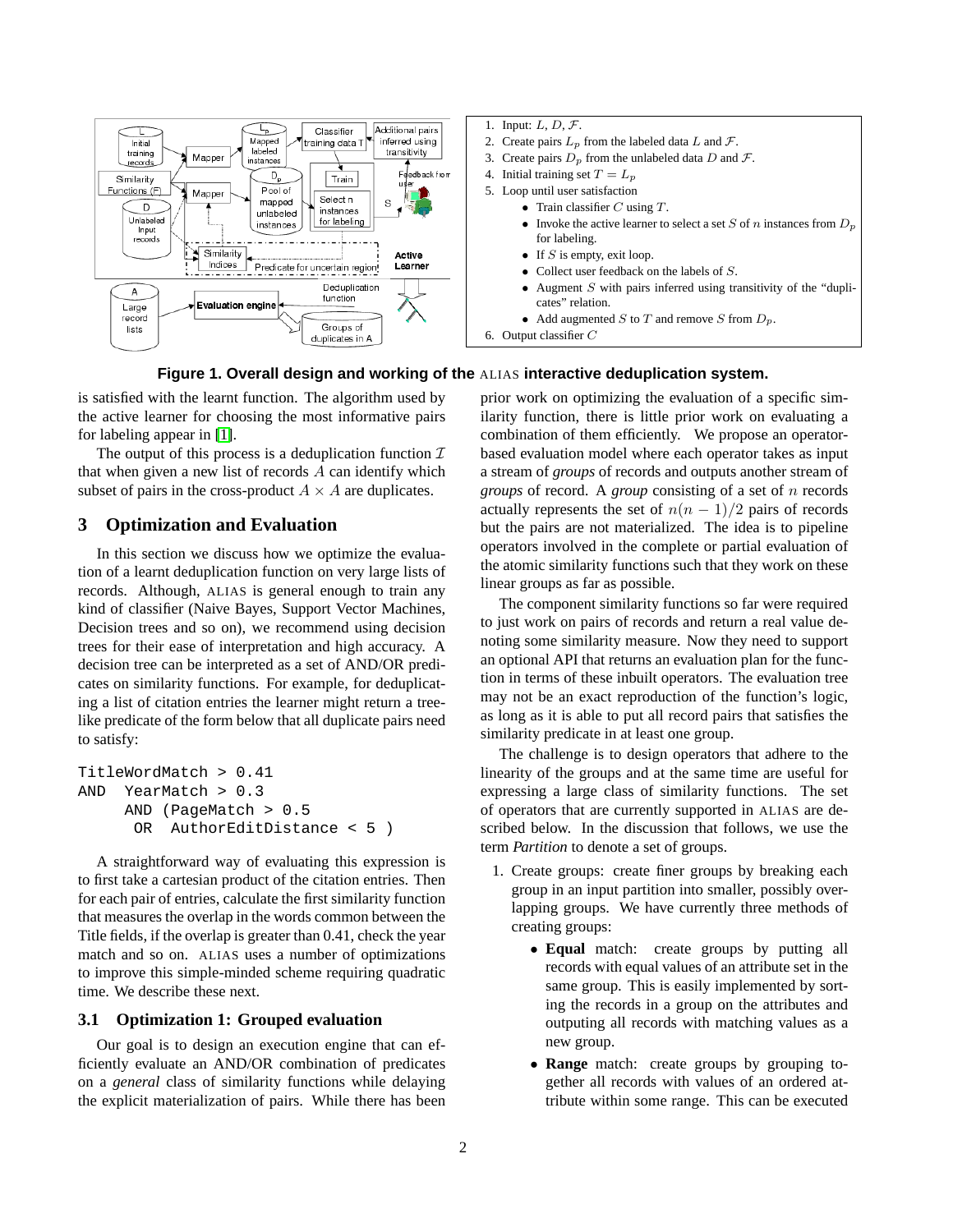1. Input: $L$, $D$, $\mathcal{F}$.
2. Create pairs $L_p$ from the labeled data $L$ and $\mathcal{F}$.
3. Create pairs $D_p$ from the unlabeled data $D$ and $\mathcal{F}$.
4. Initial training set $T = L_p$
5. Loop until user satisfaction
   - Train classifier $C$ using $T$.
   - Invoke the active learner to select a set $S$ of $n$ instances from $D_p$ for labeling.
   - If $S$ is empty, exit loop.
   - Collect user feedback on the labels of $S$.
   - Augment $S$ with pairs inferred using transitivity of the "duplicates" relation.
   - Add augmented $S$ to $T$ and remove $S$ from $D_p$.
6. Output classifier $C$

**Figure 1. Overall design and working of the ALIAS interactive deduplication system.**

is satisfied with the learnt function. The algorithm used by the active learner for choosing the most informative pairs for labeling appear in [1].

The output of this process is a deduplication function $\mathcal{I}$ that when given a new list of records $A$ can identify which subset of pairs in the cross-product $A \times A$ are duplicates.

## 3 Optimization and Evaluation

In this section we discuss how we optimize the evaluation of a learnt deduplication function on very large lists of records. Although, ALIAS is general enough to train any kind of classifier (Naive Bayes, Support Vector Machines, Decision trees and so on), we recommend using decision trees for their ease of interpretation and high accuracy. A decision tree can be interpreted as a set of AND/OR predicates on similarity functions. For example, for deduplicating a list of citation entries the learner might return a tree-like predicate of the form below that all duplicate pairs need to satisfy:

```
TitleWordMatch > 0.41
AND  YearMatch > 0.3
     AND (PageMatch > 0.5
      OR  AuthorEditDistance < 5 )
```

A straightforward way of evaluating this expression is to first take a cartesian product of the citation entries. Then for each pair of entries, calculate the first similarity function that measures the overlap in the words common between the Title fields, if the overlap is greater than 0.41, check the year match and so on. ALIAS uses a number of optimizations to improve this simple-minded scheme requiring quadratic time. We describe these next.

### 3.1 Optimization 1: Grouped evaluation

Our goal is to design an execution engine that can efficiently evaluate an AND/OR combination of predicates on a *general* class of similarity functions while delaying the explicit materialization of pairs. While there has been prior work on optimizing the evaluation of a specific similarity function, there is little prior work on evaluating a combination of them efficiently. We propose an operator-based evaluation model where each operator takes as input a stream of *groups* of records and outputs another stream of *groups* of record. A *group* consisting of a set of $n$ records actually represents the set of $n(n-1)/2$ pairs of records but the pairs are not materialized. The idea is to pipeline operators involved in the complete or partial evaluation of the atomic similarity functions such that they work on these linear groups as far as possible.

The component similarity functions so far were required to just work on pairs of records and return a real value denoting some similarity measure. Now they need to support an optional API that returns an evaluation plan for the function in terms of these inbuilt operators. The evaluation tree may not be an exact reproduction of the function's logic, as long as it is able to put all record pairs that satisfies the similarity predicate in at least one group.

The challenge is to design operators that adhere to the linearity of the groups and at the same time are useful for expressing a large class of similarity functions. The set of operators that are currently supported in ALIAS are described below. In the discussion that follows, we use the term *Partition* to denote a set of groups.

1. Create groups: create finer groups by breaking each group in an input partition into smaller, possibly overlapping groups. We have currently three methods of creating groups:
   - **Equal** match: create groups by putting all records with equal values of an attribute set in the same group. This is easily implemented by sorting the records in a group on the attributes and outputing all records with matching values as a new group.
   - **Range** match: create groups by grouping together all records with values of an ordered attribute within some range. This can be executed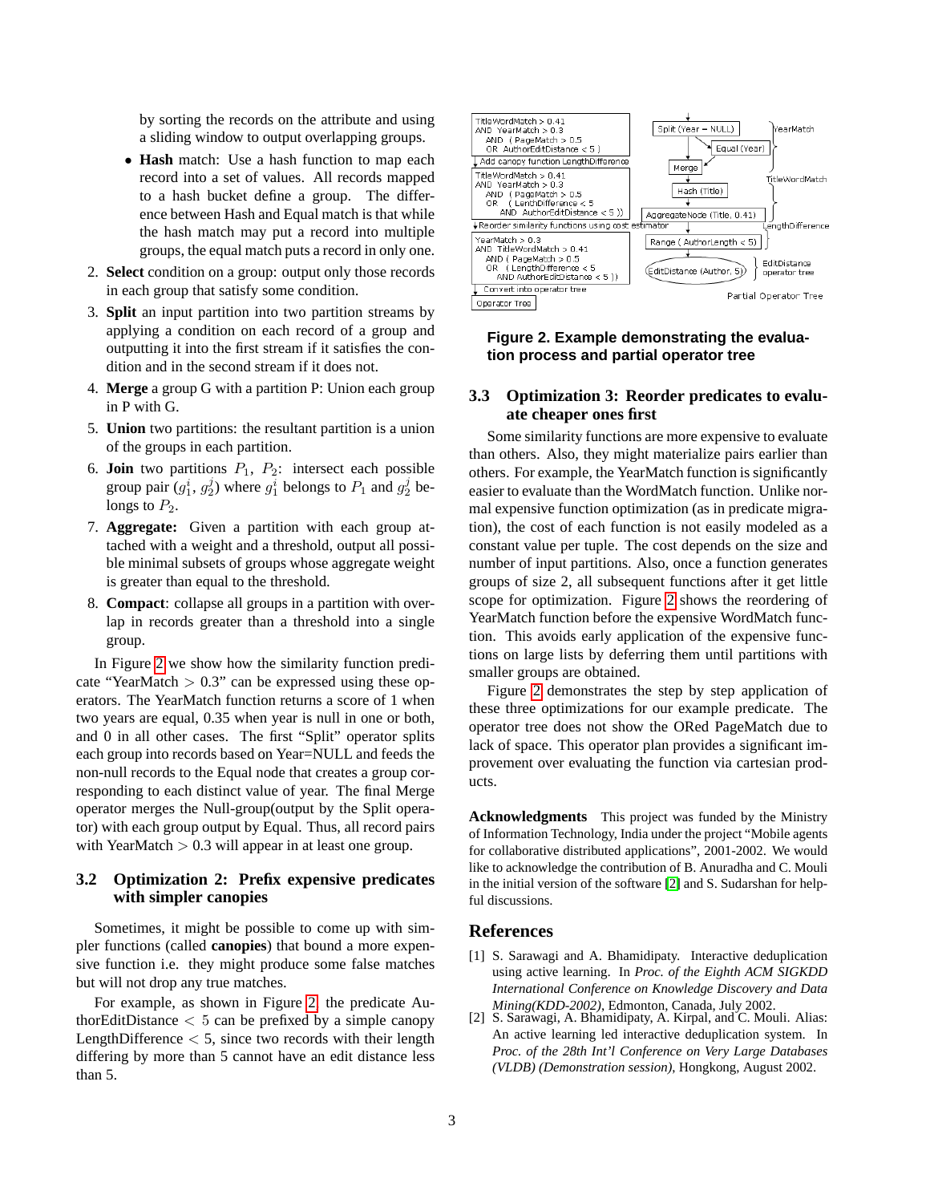by sorting the records on the attribute and using a sliding window to output overlapping groups.

- **Hash** match: Use a hash function to map each record into a set of values. All records mapped to a hash bucket define a group. The difference between Hash and Equal match is that while the hash match may put a record into multiple groups, the equal match puts a record in only one.

2. **Select** condition on a group: output only those records in each group that satisfy some condition.
3. **Split** an input partition into two partition streams by applying a condition on each record of a group and outputting it into the first stream if it satisfies the condition and in the second stream if it does not.
4. **Merge** a group G with a partition P: Union each group in P with G.
5. **Union** two partitions: the resultant partition is a union of the groups in each partition.
6. **Join** two partitions $P_1$, $P_2$: intersect each possible group pair ($g_1^i$, $g_2^j$) where $g_1^i$ belongs to $P_1$ and $g_2^j$ belongs to $P_2$.
7. **Aggregate:** Given a partition with each group attached with a weight and a threshold, output all possible minimal subsets of groups whose aggregate weight is greater than equal to the threshold.
8. **Compact**: collapse all groups in a partition with overlap in records greater than a threshold into a single group.

In Figure 2 we show how the similarity function predicate "YearMatch $> 0.3$" can be expressed using these operators. The YearMatch function returns a score of 1 when two years are equal, 0.35 when year is null in one or both, and 0 in all other cases. The first "Split" operator splits each group into records based on Year=NULL and feeds the non-null records to the Equal node that creates a group corresponding to each distinct value of year. The final Merge operator merges the Null-group(output by the Split operator) with each group output by Equal. Thus, all record pairs with YearMatch $> 0.3$ will appear in at least one group.

### 3.2 Optimization 2: Prefix expensive predicates with simpler canopies

Sometimes, it might be possible to come up with simpler functions (called **canopies**) that bound a more expensive function i.e. they might produce some false matches but will not drop any true matches.

For example, as shown in Figure 2, the predicate AuthorEditDistance $< 5$ can be prefixed by a simple canopy LengthDifference $< 5$, since two records with their length differing by more than 5 cannot have an edit distance less than 5.

TitleWordMatch > 0.41
AND YearMatch > 0.3
AND ( PageMatch > 0.5
OR AuthorEditDistance < 5 )
Add canopy function LengthDifference
TitleWordMatch > 0.41
AND YearMatch > 0.3
AND ( PageMatch > 0.5
OR ( LengthDifference < 5
AND AuthorEditDistance < 5 ))
Reorder similarity functions using cost estimator
YearMatch > 0.3
AND TitleWordMatch > 0.41
AND ( PageMatch > 0.5
OR ( LengthDifference < 5
AND AuthorEditDistance < 5 ))
Convert into operator tree
Operator Tree

Split (Year = NULL)
Equal (Year)
YearMatch
Merge
Hash (Title)
TitleWordMatch
AggregateNode (Title, 0.41)
LengthDifference
Range ( AuthorLength < 5)
EditDistance (Author, 5)
EditDistance operator tree
Partial Operator Tree

**Figure 2. Example demonstrating the evaluation process and partial operator tree**

### 3.3 Optimization 3: Reorder predicates to evaluate cheaper ones first

Some similarity functions are more expensive to evaluate than others. Also, they might materialize pairs earlier than others. For example, the YearMatch function is significantly easier to evaluate than the WordMatch function. Unlike normal expensive function optimization (as in predicate migration), the cost of each function is not easily modeled as a constant value per tuple. The cost depends on the size and number of input partitions. Also, once a function generates groups of size 2, all subsequent functions after it get little scope for optimization. Figure 2 shows the reordering of YearMatch function before the expensive WordMatch function. This avoids early application of the expensive functions on large lists by deferring them until partitions with smaller groups are obtained.

Figure 2 demonstrates the step by step application of these three optimizations for our example predicate. The operator tree does not show the ORed PageMatch due to lack of space. This operator plan provides a significant improvement over evaluating the function via cartesian products.

**Acknowledgments** This project was funded by the Ministry of Information Technology, India under the project "Mobile agents for collaborative distributed applications", 2001-2002. We would like to acknowledge the contribution of B. Anuradha and C. Mouli in the initial version of the software [2] and S. Sudarshan for helpful discussions.

## References

[1] S. Sarawagi and A. Bhamidipaty. Interactive deduplication using active learning. In *Proc. of the Eighth ACM SIGKDD International Conference on Knowledge Discovery and Data Mining(KDD-2002)*, Edmonton, Canada, July 2002.

[2] S. Sarawagi, A. Bhamidipaty, A. Kirpal, and C. Mouli. Alias: An active learning led interactive deduplication system. In *Proc. of the 28th Int'l Conference on Very Large Databases (VLDB) (Demonstration session)*, Hongkong, August 2002.